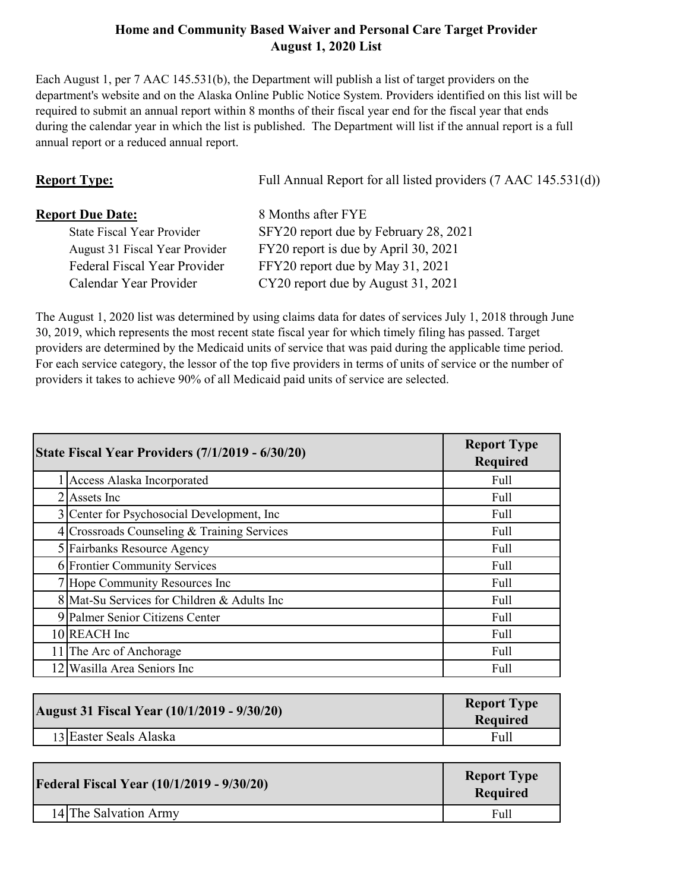# Home and Community Based Waiver and Personal Care Target Provider
## August 1, 2020 List

Each August 1, per 7 AAC 145.531(b), the Department will publish a list of target providers on the department's website and on the Alaska Online Public Notice System. Providers identified on this list will be required to submit an annual report within 8 months of their fiscal year end for the fiscal year that ends during the calendar year in which the list is published. The Department will list if the annual report is a full annual report or a reduced annual report.

**Report Type:** Full Annual Report for all listed providers (7 AAC 145.531(d))

**Report Due Date:** 8 Months after FYE

| | |
|---|---|
| State Fiscal Year Provider | SFY20 report due by February 28, 2021 |
| August 31 Fiscal Year Provider | FY20 report is due by April 30, 2021 |
| Federal Fiscal Year Provider | FFY20 report due by May 31, 2021 |
| Calendar Year Provider | CY20 report due by August 31, 2021 |

The August 1, 2020 list was determined by using claims data for dates of services July 1, 2018 through June 30, 2019, which represents the most recent state fiscal year for which timely filing has passed. Target providers are determined by the Medicaid units of service that was paid during the applicable time period. For each service category, the lessor of the top five providers in terms of units of service or the number of providers it takes to achieve 90% of all Medicaid paid units of service are selected.

| | State Fiscal Year Providers (7/1/2019 - 6/30/20) | Report Type Required |
|---|---|---|
| 1 | Access Alaska Incorporated | Full |
| 2 | Assets Inc | Full |
| 3 | Center for Psychosocial Development, Inc | Full |
| 4 | Crossroads Counseling & Training Services | Full |
| 5 | Fairbanks Resource Agency | Full |
| 6 | Frontier Community Services | Full |
| 7 | Hope Community Resources Inc | Full |
| 8 | Mat-Su Services for Children & Adults Inc | Full |
| 9 | Palmer Senior Citizens Center | Full |
| 10 | REACH Inc | Full |
| 11 | The Arc of Anchorage | Full |
| 12 | Wasilla Area Seniors Inc | Full |

| | August 31 Fiscal Year (10/1/2019 - 9/30/20) | Report Type Required |
|---|---|---|
| 13 | Easter Seals Alaska | Full |

| | Federal Fiscal Year (10/1/2019 - 9/30/20) | Report Type Required |
|---|---|---|
| 14 | The Salvation Army | Full |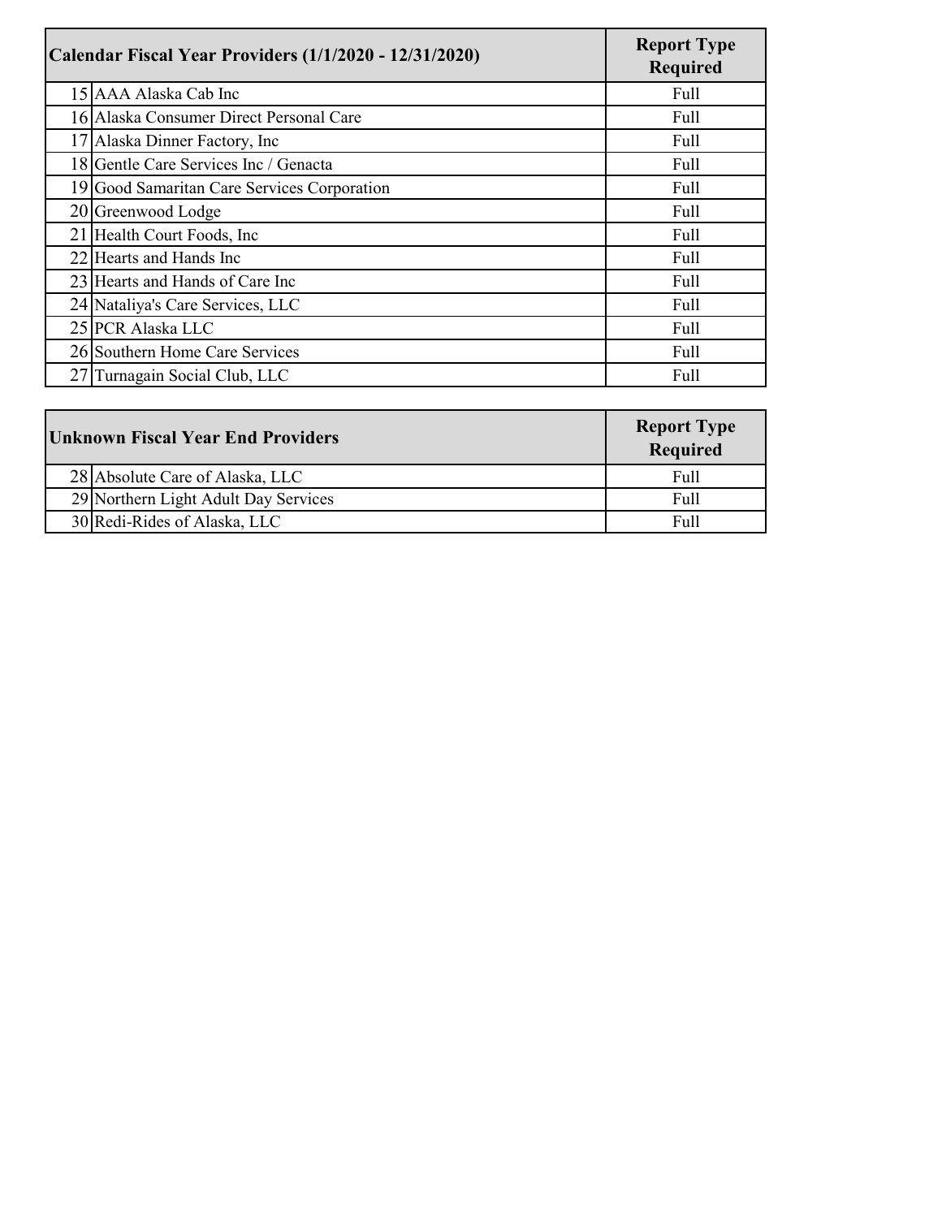| Calendar Fiscal Year Providers (1/1/2020 - 12/31/2020) | | Report Type Required |
|---|---|---|
| 15 | AAA Alaska Cab Inc | Full |
| 16 | Alaska Consumer Direct Personal Care | Full |
| 17 | Alaska Dinner Factory, Inc | Full |
| 18 | Gentle Care Services Inc / Genacta | Full |
| 19 | Good Samaritan Care Services Corporation | Full |
| 20 | Greenwood Lodge | Full |
| 21 | Health Court Foods, Inc | Full |
| 22 | Hearts and Hands Inc | Full |
| 23 | Hearts and Hands of Care Inc | Full |
| 24 | Nataliya's Care Services, LLC | Full |
| 25 | PCR Alaska LLC | Full |
| 26 | Southern Home Care Services | Full |
| 27 | Turnagain Social Club, LLC | Full |

| Unknown Fiscal Year End Providers | | Report Type Required |
|---|---|---|
| 28 | Absolute Care of Alaska, LLC | Full |
| 29 | Northern Light Adult Day Services | Full |
| 30 | Redi-Rides of Alaska, LLC | Full |